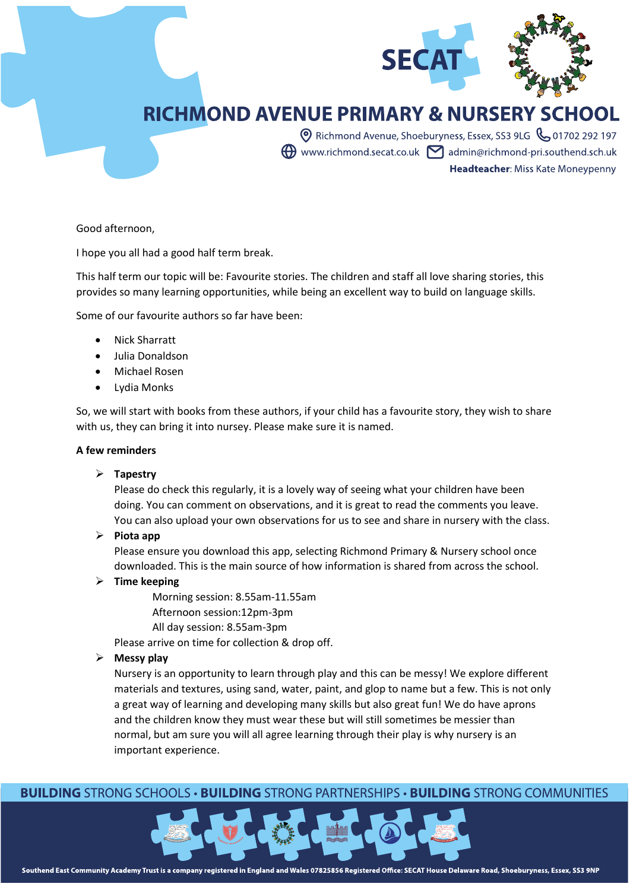# RICHMOND AVENUE PRIMARY & NURSERY SCHOOL

Richmond Avenue, Shoeburyness, Essex, SS3 9LG 01702 292 197
www.richmond.secat.co.uk admin@richmond-pri.southend.sch.uk
**Headteacher**: Miss Kate Moneypenny

Good afternoon,

I hope you all had a good half term break.

This half term our topic will be: Favourite stories. The children and staff all love sharing stories, this provides so many learning opportunities, while being an excellent way to build on language skills.

Some of our favourite authors so far have been:

- Nick Sharratt
- Julia Donaldson
- Michael Rosen
- Lydia Monks

So, we will start with books from these authors, if your child has a favourite story, they wish to share with us, they can bring it into nursey. Please make sure it is named.

**A few reminders**

- **Tapestry**
  Please do check this regularly, it is a lovely way of seeing what your children have been doing. You can comment on observations, and it is great to read the comments you leave. You can also upload your own observations for us to see and share in nursery with the class.
- **Piota app**
  Please ensure you download this app, selecting Richmond Primary & Nursery school once downloaded. This is the main source of how information is shared from across the school.
- **Time keeping**
  Morning session: 8.55am-11.55am
  Afternoon session:12pm-3pm
  All day session: 8.55am-3pm
  Please arrive on time for collection & drop off.
- **Messy play**
  Nursery is an opportunity to learn through play and this can be messy! We explore different materials and textures, using sand, water, paint, and glop to name but a few. This is not only a great way of learning and developing many skills but also great fun! We do have aprons and the children know they must wear these but will still sometimes be messier than normal, but am sure you will all agree learning through their play is why nursery is an important experience.

**BUILDING** STRONG SCHOOLS • **BUILDING** STRONG PARTNERSHIPS • **BUILDING** STRONG COMMUNITIES

Southend East Community Academy Trust is a company registered in England and Wales 07825856 Registered Office: SECAT House Delaware Road, Shoeburyness, Essex, SS3 9NP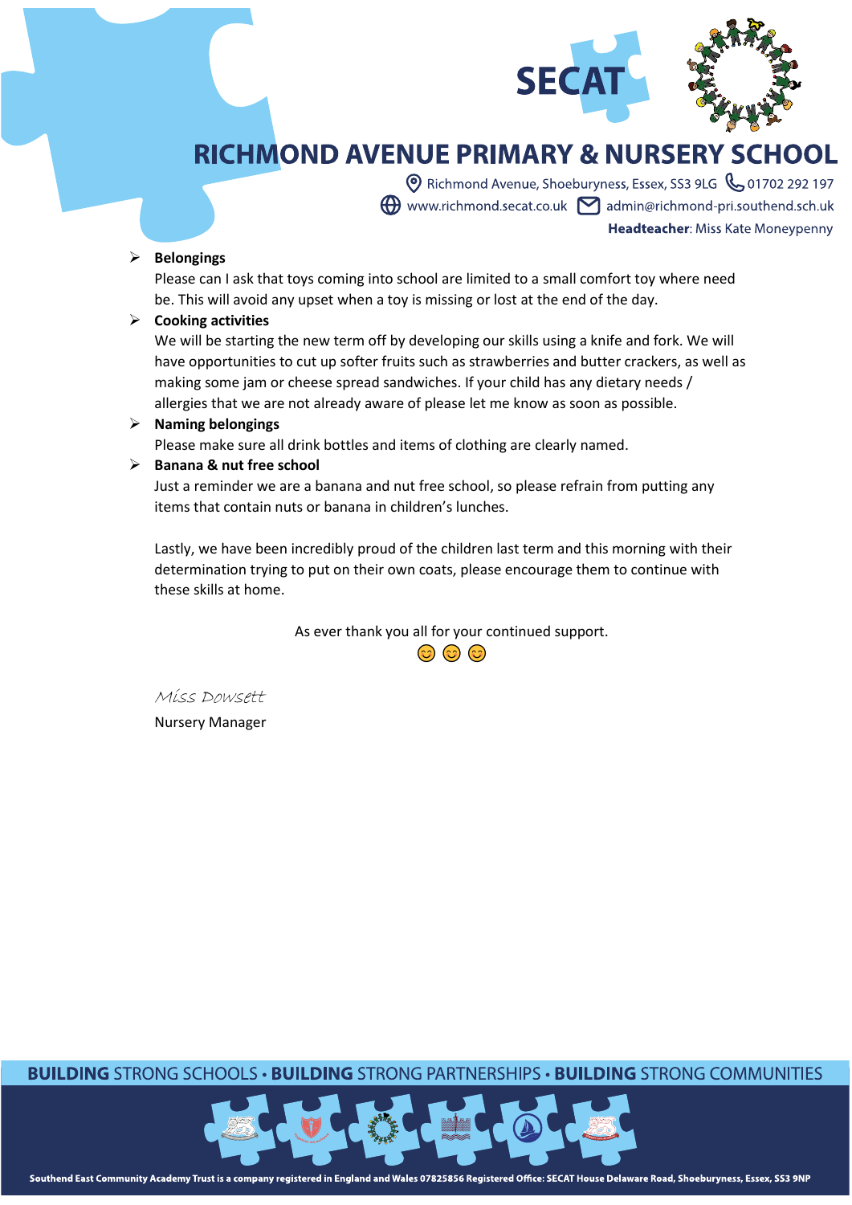- **Belongings**
  Please can I ask that toys coming into school are limited to a small comfort toy where need be. This will avoid any upset when a toy is missing or lost at the end of the day.
- **Cooking activities**
  We will be starting the new term off by developing our skills using a knife and fork. We will have opportunities to cut up softer fruits such as strawberries and butter crackers, as well as making some jam or cheese spread sandwiches. If your child has any dietary needs / allergies that we are not already aware of please let me know as soon as possible.
- **Naming belongings**
  Please make sure all drink bottles and items of clothing are clearly named.
- **Banana & nut free school**
  Just a reminder we are a banana and nut free school, so please refrain from putting any items that contain nuts or banana in children's lunches.

Lastly, we have been incredibly proud of the children last term and this morning with their determination trying to put on their own coats, please encourage them to continue with these skills at home.

As ever thank you all for your continued support.
😊 😊 😊

*Miss Dowsett*
Nursery Manager